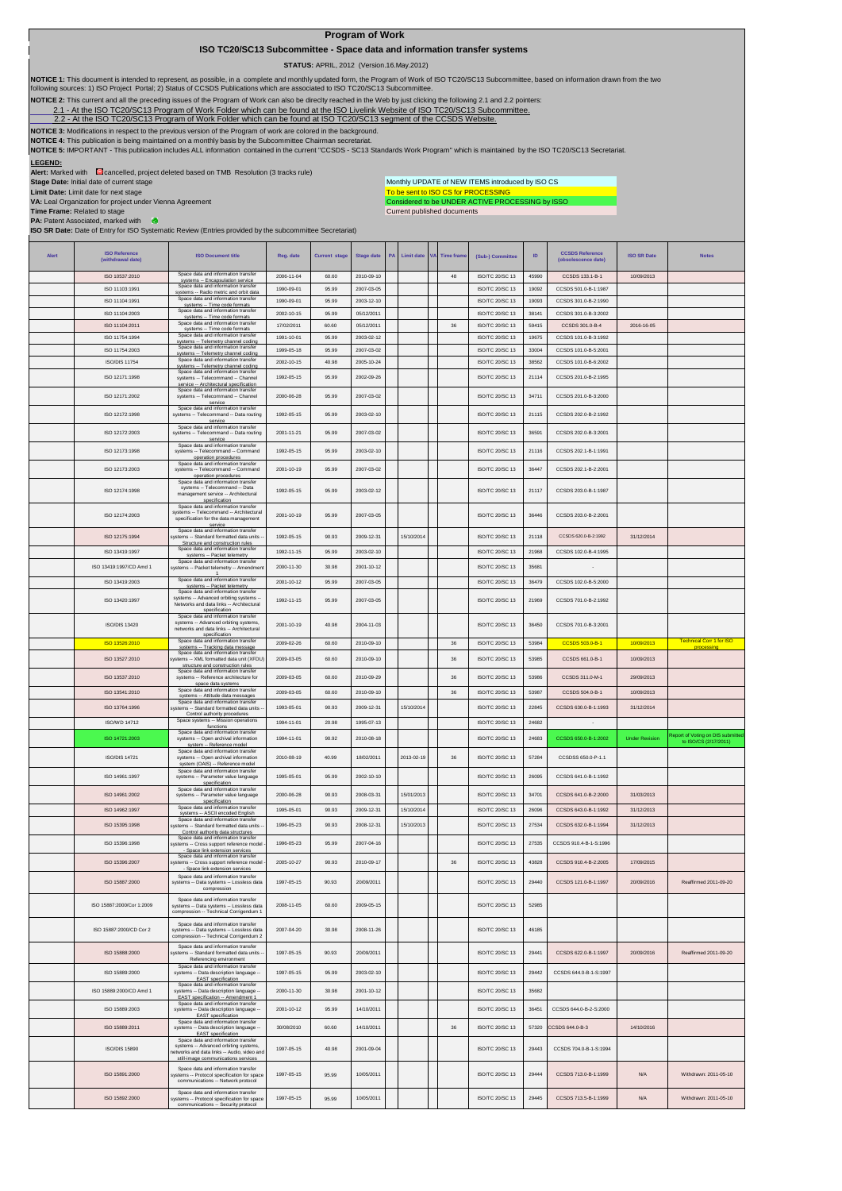# Program of Work

## ISO TC20/SC13 Subcommittee - Space data and information transfer systems

**STATUS:** APRIL, 2012 (Version.16.May.2012)

**NOTICE 1:** This document is intended to represent, as possible, in a complete and monthly updated form, the Program of Work of ISO TC20/SC13 Subcommittee, based on information drawn from the two following sources: 1) ISO Project Portal; 2) Status of CCSDS Publications which are associated to ISO TC20/SC13 Subcommittee.

**NOTICE 2:** This current and all the preceding issues of the Program of Work can also be directly reached in the Web by just clicking the following 2.1 and 2.2 pointers:

2.1 - At the ISO TC20/SC13 Program of Work Folder which can be found at the ISO Livelink Website of ISO TC20/SC13 Subcommittee.

2.2 - At the ISO TC20/SC13 Program of Work Folder which can be found at ISO TC20/SC13 segment of the CCSDS Website.

**NOTICE 3:** Modifications in respect to the previous version of the Program of work are colored in the background.

**NOTICE 4:** This publication is being maintained on a monthly basis by the Subcommittee Chairman secretariat.

**NOTICE 5:** IMPORTANT - This publication includes ALL information contained in the current "CCSDS - SC13 Standards Work Program" which is maintained by the ISO TC20/SC13 Secretariat.

**LEGEND:**

**Alert:** Marked with cancelled, project deleted based on TMB Resolution (3 tracks rule)

**Stage Date:** Initial date of current stage

**Limit Date:** Limit date for next stage

**VA:** Leal Organization for project under Vienna Agreement

**Time Frame:** Related to stage

**PA:** Patent Associated, marked with

**ISO SR Date:** Date of Entry for ISO Systematic Review (Entries provided by the subcommittee Secretariat)

Monthly UPDATE of NEW ITEMS introduced by ISO CS

To be sent to ISO CS for PROCESSING

Considered to be UNDER ACTIVE PROCESSING by ISSO

Current published documents

| Alert | ISO Reference (withdrawal date) | ISO Document title | Reg. date | Current stage | Stage date | PA | Limit date | VA | Time frame | (Sub-) Committee | ID | CCSDS Reference (obsolescence date) | ISO SR Date | Notes |
|---|---|---|---|---|---|---|---|---|---|---|---|---|---|---|
| | ISO 10537:2010 | Space data and information transfer systems -- Encapsulation service | 2006-11-04 | 60.60 | 2010-09-10 | | | | 48 | ISO/TC 20/SC 13 | 45990 | CCSDS 133.1-B-1 | 10/09/2013 | |
| | ISO 11103:1991 | Space data and information transfer systems -- Radio metric and orbit data | 1990-09-01 | 95.99 | 2007-03-05 | | | | | ISO/TC 20/SC 13 | 19092 | CCSDS 501.0-B-1:1987 | | |
| | ISO 11104:1991 | Space data and information transfer systems -- Time code formats | 1990-09-01 | 95.99 | 2003-12-10 | | | | | ISO/TC 20/SC 13 | 19093 | CCSDS 301.0-B-2:1990 | | |
| | ISO 11104:2003 | Space data and information transfer systems -- Time code formats | 2002-10-15 | 95.99 | 05/12/2011 | | | | | ISO/TC 20/SC 13 | 38141 | CCSDS 301.0-B-3:2002 | | |
| | ISO 11104:2011 | Space data and information transfer systems -- Time code formats | 17/02/2011 | 60.60 | 05/12/2011 | | | | 36 | ISO/TC 20/SC 13 | 59415 | CCSDS 301.0-B-4 | 2016-16-05 | |
| | ISO 11754:1994 | Space data and information transfer systems -- Telemetry channel coding | 1991-10-01 | 95.99 | 2003-02-12 | | | | | ISO/TC 20/SC 13 | 19675 | CCSDS 101.0-B-3:1992 | | |
| | ISO 11754:2003 | Space data and information transfer systems -- Telemetry channel coding | 1999-05-18 | 95.99 | 2007-03-02 | | | | | ISO/TC 20/SC 13 | 33004 | CCSDS 101.0-B-5:2001 | | |
| | ISO/DIS 11754 | Space data and information transfer systems -- Telemetry channel coding | 2002-10-15 | 40.98 | 2005-10-24 | | | | | ISO/TC 20/SC 13 | 38562 | CCSDS 101.0-B-6:2002 | | |
| | ISO 12171:1998 | Space data and information transfer systems -- Telecommand -- Channel service -- Architectural specification | 1992-05-15 | 95.99 | 2002-09-26 | | | | | ISO/TC 20/SC 13 | 21114 | CCSDS 201.0-B-2:1995 | | |
| | ISO 12171:2002 | Space data and information transfer systems -- Telecommand -- Channel service | 2000-06-28 | 95.99 | 2007-03-02 | | | | | ISO/TC 20/SC 13 | 34711 | CCSDS 201.0-B-3:2000 | | |
| | ISO 12172:1998 | Space data and information transfer systems -- Telecommand -- Data routing service | 1992-05-15 | 95.99 | 2003-02-10 | | | | | ISO/TC 20/SC 13 | 21115 | CCSDS 202.0-B-2:1992 | | |
| | ISO 12172:2003 | Space data and information transfer systems -- Telecommand -- Data routing service | 2001-11-21 | 95.99 | 2007-03-02 | | | | | ISO/TC 20/SC 13 | 36591 | CCSDS 202.0-B-3:2001 | | |
| | ISO 12173:1998 | Space data and information transfer systems -- Telecommand -- Command operation procedures | 1992-05-15 | 95.99 | 2003-02-10 | | | | | ISO/TC 20/SC 13 | 21116 | CCSDS 202.1-B-1:1991 | | |
| | ISO 12173:2003 | Space data and information transfer systems -- Telecommand -- Command operation procedures | 2001-10-19 | 95.99 | 2007-03-02 | | | | | ISO/TC 20/SC 13 | 36447 | CCSDS 202.1-B-2:2001 | | |
| | ISO 12174:1998 | Space data and information transfer systems -- Telecommand -- Data management service -- Architectural specification | 1992-05-15 | 95.99 | 2003-02-12 | | | | | ISO/TC 20/SC 13 | 21117 | CCSDS 203.0-B-1:1987 | | |
| | ISO 12174:2003 | Space data and information transfer systems -- Telecommand -- Architectural specification for the data management service | 2001-10-19 | 95.99 | 2007-03-05 | | | | | ISO/TC 20/SC 13 | 36446 | CCSDS 203.0-B-2:2001 | | |
| | ISO 12175:1994 | Space data and information transfer systems -- Standard formatted data units -- Structure and construction rules | 1992-05-15 | 90.93 | 2009-12-31 | | 15/10/2014 | | | ISO/TC 20/SC 13 | 21118 | CCSDS 620.0-B-2:1992 | 31/12/2014 | |
| | ISO 13419:1997 | Space data and information transfer systems -- Packet telemetry | 1992-11-15 | 95.99 | 2003-02-10 | | | | | ISO/TC 20/SC 13 | 21968 | CCSDS 102.0-B-4:1995 | | |
| | ISO 13419:1997/CD Amd 1 | Space data and information transfer systems -- Packet telemetry -- Amendment 1 | 2000-11-30 | 30.98 | 2001-10-12 | | | | | ISO/TC 20/SC 13 | 35681 | - | | |
| | ISO 13419:2003 | Space data and information transfer systems -- Packet telemetry | 2001-10-12 | 95.99 | 2007-03-05 | | | | | ISO/TC 20/SC 13 | 36479 | CCSDS 102.0-B-5:2000 | | |
| | ISO 13420:1997 | Space data and information transfer systems -- Advanced orbiting systems -- Networks and data links -- Architectural specification | 1992-11-15 | 95.99 | 2007-03-05 | | | | | ISO/TC 20/SC 13 | 21969 | CCSDS 701.0-B-2:1992 | | |
| | ISO/DIS 13420 | Space data and information transfer systems -- Advanced orbiting systems, networks and data links -- Architectural specification | 2001-10-19 | 40.98 | 2004-11-03 | | | | | ISO/TC 20/SC 13 | 36450 | CCSDS 701.0-B-3:2001 | | |
| | ISO 13526:2010 | Space data and information transfer systems -- Tracking data message | 2009-02-26 | 60.60 | 2010-09-10 | | | | 36 | ISO/TC 20/SC 13 | 53984 | CCSDS 503.0-B-1 | 10/09/2013 | Technical Corr 1 for ISO processing |
| | ISO 13527:2010 | Space data and information transfer systems -- XML formatted data unit (XFDU) structure and construction rules | 2009-03-05 | 60.60 | 2010-09-10 | | | | 36 | ISO/TC 20/SC 13 | 53985 | CCSDS 661.0-B-1 | 10/09/2013 | |
| | ISO 13537:2010 | Space data and information transfer systems -- Reference architecture for space data systems | 2009-03-05 | 60.60 | 2010-09-29 | | | | 36 | ISO/TC 20/SC 13 | 53986 | CCSDS 311.0-M-1 | 29/09/2013 | |
| | ISO 13541:2010 | Space data and information transfer systems -- Attitude data messages | 2009-03-05 | 60.60 | 2010-09-10 | | | | 36 | ISO/TC 20/SC 13 | 53987 | CCSDS 504.0-B-1 | 10/09/2013 | |
| | ISO 13764:1996 | Space data and information transfer systems -- Standard formatted data units -- Control authority procedures | 1993-05-01 | 90.93 | 2009-12-31 | | 15/10/2014 | | | ISO/TC 20/SC 13 | 22845 | CCSDS 630.0-B-1:1993 | 31/12/2014 | |
| | ISO/WD 14712 | Space systems -- Mission operations functions | 1994-11-01 | 20.98 | 1995-07-13 | | | | | ISO/TC 20/SC 13 | 24682 | - | | |
| | ISO 14721:2003 | Space data and information transfer systems -- Open archival information system -- Reference model | 1994-11-01 | 90.92 | 2010-08-18 | | | | | ISO/TC 20/SC 13 | 24683 | CCSDS 650.0-B-1:2002 | Under Revision | Report of Voting on DIS submitted to ISO/CS (2/17/2011) |
| | ISO/DIS 14721 | Space data and information transfer systems -- Open archival information system (OAIS) -- Reference model | 2010-08-19 | 40.99 | 18/02/2011 | | 2013-02-19 | | 36 | ISO/TC 20/SC 13 | 57284 | CCSDSS 650.0-P-1.1 | | |
| | ISO 14961:1997 | Space data and information transfer systems -- Parameter value language specification | 1995-05-01 | 95.99 | 2002-10-10 | | | | | ISO/TC 20/SC 13 | 26095 | CCSDS 641.0-B-1:1992 | | |
| | ISO 14961:2002 | Space data and information transfer systems -- Parameter value language specification | 2000-06-28 | 90.93 | 2008-03-31 | | 15/01/2013 | | | ISO/TC 20/SC 13 | 34701 | CCSDS 641.0-B-2:2000 | 31/03/2013 | |
| | ISO 14962:1997 | Space data and information transfer systems -- ASCII encoded English | 1995-05-01 | 90.93 | 2009-12-31 | | 15/10/2014 | | | ISO/TC 20/SC 13 | 26096 | CCSDS 643.0-B-1:1992 | 31/12/2013 | |
| | ISO 15395:1998 | Space data and information transfer systems -- Standard formatted data units -- Control authority data structures | 1996-05-23 | 90.93 | 2008-12-31 | | 15/10/2013 | | | ISO/TC 20/SC 13 | 27534 | CCSDS 632.0-B-1:1994 | 31/12/2013 | |
| | ISO 15396:1998 | Space data and information transfer systems -- Cross support reference model -- Space link extension services | 1996-05-23 | 95.99 | 2007-04-16 | | | | | ISO/TC 20/SC 13 | 27535 | CCSDS 910.4-B-1-S:1996 | | |
| | ISO 15396:2007 | Space data and information transfer systems -- Cross support reference model -- Space link extension services | 2005-10-27 | 90.93 | 2010-09-17 | | | | 36 | ISO/TC 20/SC 13 | 43828 | CCSDS 910.4-B-2:2005 | 17/09/2015 | |
| | ISO 15887:2000 | Space data and information transfer systems -- Data systems -- Lossless data compression | 1997-05-15 | 90.93 | 20/09/2011 | | | | | ISO/TC 20/SC 13 | 29440 | CCSDS 121.0-B-1:1997 | 20/09/2016 | Reaffirmed 2011-09-20 |
| | ISO 15887:2000/Cor 1:2009 | Space data and information transfer systems -- Data systems -- Lossless data compression -- Technical Corrigendum 1 | 2008-11-05 | 60.60 | 2009-05-15 | | | | | ISO/TC 20/SC 13 | 52985 | | | |
| | ISO 15887:2000/CD Cor 2 | Space data and information transfer systems -- Data systems -- Lossless data compression -- Technical Corrigendum 2 | 2007-04-20 | 30.98 | 2008-11-26 | | | | | ISO/TC 20/SC 13 | 46185 | | | |
| | ISO 15888:2000 | Space data and information transfer systems -- Standard formatted data units -- Referencing environment | 1997-05-15 | 90.93 | 20/09/2011 | | | | | ISO/TC 20/SC 13 | 29441 | CCSDS 622.0-B-1:1997 | 20/09/2016 | Reaffirmed 2011-09-20 |
| | ISO 15889:2000 | Space data and information transfer systems -- Data description language -- EAST specification | 1997-05-15 | 95.99 | 2003-02-10 | | | | | ISO/TC 20/SC 13 | 29442 | CCSDS 644.0-B-1-S:1997 | | |
| | ISO 15889:2000/CD Amd 1 | Space data and information transfer systems -- Data description language -- EAST specification -- Amendment 1 | 2000-11-30 | 30.98 | 2001-10-12 | | | | | ISO/TC 20/SC 13 | 35682 | | | |
| | ISO 15889:2003 | Space data and information transfer systems -- Data description language -- EAST specification | 2001-10-12 | 95.99 | 14/10/2011 | | | | | ISO/TC 20/SC 13 | 36451 | CCSDS 644.0-B-2-S:2000 | | |
| | ISO 15889:2011 | Space data and information transfer systems -- Data description language -- EAST specification | 30/08/2010 | 60.60 | 14/10/2011 | | | | 36 | ISO/TC 20/SC 13 | 57320 | CCSDS 644.0-B-3 | 14/10/2016 | |
| | ISO/DIS 15890 | Space data and information transfer systems -- Advanced orbiting systems, networks and data links -- Audio, video and still-image communications services | 1997-05-15 | 40.98 | 2001-09-04 | | | | | ISO/TC 20/SC 13 | 29443 | CCSDS 704.0-B-1-S:1994 | | |
| | ISO 15891:2000 | Space data and information transfer systems -- Protocol specification for space communications -- Network protocol | 1997-05-15 | 95.99 | 10/05/2011 | | | | | ISO/TC 20/SC 13 | 29444 | CCSDS 713.0-B-1:1999 | N/A | Withdrawn: 2011-05-10 |
| | ISO 15892:2000 | Space data and information transfer systems -- Protocol specification for space communications -- Security protocol | 1997-05-15 | 95.99 | 10/05/2011 | | | | | ISO/TC 20/SC 13 | 29445 | CCSDS 713.5-B-1:1999 | N/A | Withdrawn: 2011-05-10 |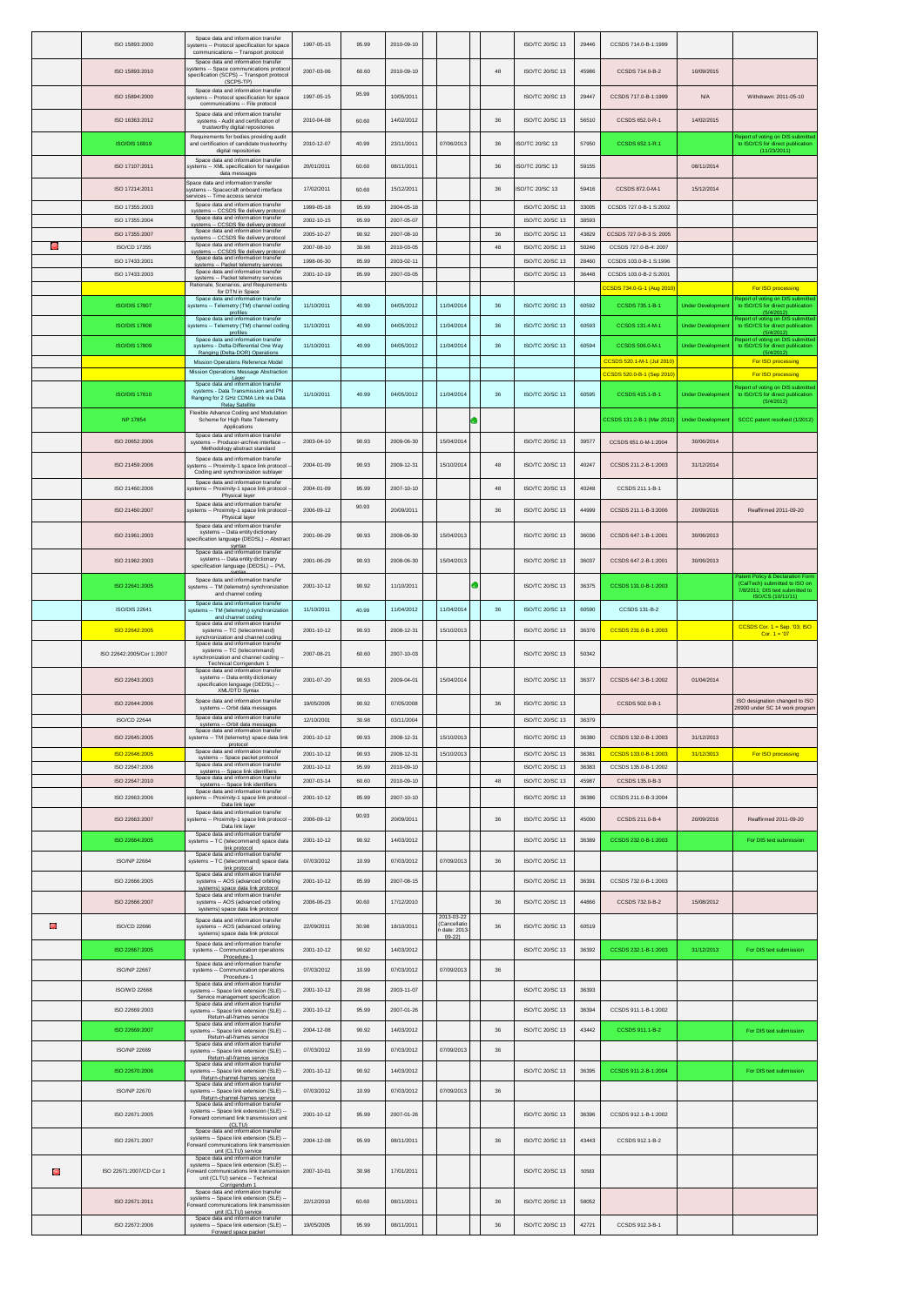| | ISO 15893:2000 | Space data and information transfer systems -- Protocol specification for space communications -- Transport protocol | 1997-05-15 | 95.99 | 2010-09-10 | | | | ISO/TC 20/SC 13 | 29446 | CCSDS 714.0-B-1:1999 | | |
|---|---|---|---|---|---|---|---|---|---|---|---|---|---|
| | ISO 15893:2010 | Space data and information transfer systems -- Space communications protocol specification (SCPS) -- Transport protocol (SCPS-TP) | 2007-03-06 | 60.60 | 2010-09-10 | | | 48 | ISO/TC 20/SC 13 | 45986 | CCSDS 714.0-B-2 | 10/09/2015 | |
| | ISO 15894:2000 | Space data and information transfer systems -- Protocol specification for space communications -- File protocol | 1997-05-15 | 95.99 | 10/05/2011 | | | | ISO/TC 20/SC 13 | 29447 | CCSDS 717.0-B-1:1999 | N/A | Withdrawn: 2011-05-10 |
| | ISO 16363:2012 | Space data and information transfer systems - Audit and certification of trustworthy digital repositories | 2010-04-08 | 60.60 | 14/02/2012 | | | 36 | ISO/TC 20/SC 13 | 56510 | CCSDS 652.0-R-1 | 14/02/2015 | |
| | ISO/DIS 16919 | Requirements for bodies providing audit and certification of candidate trustworthy digital repositories | 2010-12-07 | 40.99 | 23/11/2011 | 07/06/2013 | | 36 | ISO/TC 20/SC 13 | 57950 | CCSDS 652.1-R.1 | | Report of voting on DIS submitted to ISO/CS for direct publication (11/23/2011) |
| | ISO 17107:2011 | Space data and information transfer systems -- XML specification for navigation data messages | 20/01/2011 | 60.60 | 08/11/2011 | | | 36 | ISO/TC 20/SC 13 | 59155 | | 08/11/2014 | |
| | ISO 17214:2011 | Space data and information transfer systems -- Spacecraft onboard interface services -- Time access service | 17/02/2011 | 60.60 | 15/12/2011 | | | 36 | ISO/TC 20/SC 13 | 59416 | CCSDS 872.0-M-1 | 15/12/2014 | |
| | ISO 17355:2003 | Space data and information transfer systems -- CCSDS file delivery protocol | 1999-05-18 | 95.99 | 2004-05-18 | | | | ISO/TC 20/SC 13 | 33005 | CCSDS 727.0-B-1 S:2002 | | |
| | ISO 17355:2004 | Space data and information transfer systems -- CCSDS file delivery protocol | 2002-10-15 | 95.99 | 2007-05-07 | | | | ISO/TC 20/SC 13 | 38593 | | | |
| | ISO 17355:2007 | Space data and information transfer systems -- CCSDS file delivery protocol | 2005-10-27 | 90.92 | 2007-08-10 | | | 36 | ISO/TC 20/SC 13 | 43829 | CCSDS 727.0-B-3 S: 2005 | | |
| ● | ISO/CD 17355 | Space data and information transfer systems -- CCSDS file delivery protocol | 2007-08-10 | 30.98 | 2010-03-05 | | | 48 | ISO/TC 20/SC 13 | 50246 | CCSDS 727.0-B-4: 2007 | | |
| | ISO 17433:2001 | Space data and information transfer systems -- Packet telemetry services | 1998-06-30 | 95.99 | 2003-02-11 | | | | ISO/TC 20/SC 13 | 28460 | CCSDS 103.0-B-1 S:1996 | | |
| | ISO 17433:2003 | Space data and information transfer systems -- Packet telemetry services | 2001-10-19 | 95.99 | 2007-03-05 | | | | ISO/TC 20/SC 13 | 36448 | CCSDS 103.0-B-2 S:2001 | | |
| | | Rationale, Scenarios, and Requirements for DTN in Space | | | | | | | | | CCSDS 734.0-G-1 (Aug 2010) | | For ISO processing |
| | ISO/DIS 17807 | Space data and information transfer systems -- Telemetry (TM) channel coding profiles | 11/10/2011 | 40.99 | 04/05/2012 | 11/04/2014 | | 36 | ISO/TC 20/SC 13 | 60592 | CCSDS 735.1-B-1 | Under Development | Report of voting on DIS submitted to ISO/CS for direct publication (5/4/2012) |
| | ISO/DIS 17808 | Space data and information transfer systems -- Telemetry (TM) channel coding profiles | 11/10/2011 | 40.99 | 04/05/2012 | 11/04/2014 | | 36 | ISO/TC 20/SC 13 | 60593 | CCSDS 131.4-M-1 | Under Development | Report of voting on DIS submitted to ISO/CS for direct publication (5/4/2012) |
| | ISO/DIS 17809 | Space data and information transfer systems - Delta-Differential One Way Ranging (Delta-DOR) Operations | 11/10/2011 | 40.99 | 04/05/2012 | 11/04/2014 | | 36 | ISO/TC 20/SC 13 | 60594 | CCSDS 506.0-M-1 | Under Development | Report of voting on DIS submitted to ISO/CS for direct publication (5/4/2012) |
| | | Mission Operations Reference Model | | | | | | | | | CCSDS 520.1-M-1 (Jul 2010) | | For ISO processing |
| | | Mission Operations Message Abstraction Layer | | | | | | | | | CCSDS 520.0-B-1 (Sep 2010) | | For ISO processing |
| | ISO/DIS 17810 | Space data and information transfer systems - Data Transmission and PN Ranging for 2 GHz CDMA Link via Data Relay Satellite | 11/10/2011 | 40.99 | 04/05/2012 | 11/04/2014 | | 36 | ISO/TC 20/SC 13 | 60595 | CCSDS 415.1-B-1 | Under Development | Report of voting on DIS submitted to ISO/CS for direct publication (5/4/2012) |
| | NP 17854 | Flexible Advance Coding and Modulation Scheme for High Rate Telemetry Applications | | | | | ● | | | | CCSDS 131.2-B-1 (Mar 2012) | Under Development | SCCC patent resolved (1/2012) |
| | ISO 20652:2006 | Space data and information transfer systems -- Producer-archive interface -- Methodology abstract standard | 2003-04-10 | 90.93 | 2009-06-30 | 15/04/2014 | | | ISO/TC 20/SC 13 | 39577 | CCSDS 651.0-M-1:2004 | 30/06/2014 | |
| | ISO 21459:2006 | Space data and information transfer systems -- Proximity-1 space link protocol -- Coding and synchronization sublayer | 2004-01-09 | 90.93 | 2009-12-31 | 15/10/2014 | | 48 | ISO/TC 20/SC 13 | 40247 | CCSDS 211.2-B-1:2003 | 31/12/2014 | |
| | ISO 21460:2006 | Space data and information transfer systems -- Proximity-1 space link protocol -- Physical layer | 2004-01-09 | 95.99 | 2007-10-10 | | | 48 | ISO/TC 20/SC 13 | 40248 | CCSDS 211.1-B-1 | | |
| | ISO 21460:2007 | Space data and information transfer systems -- Proximity-1 space link protocol -- Physical layer | 2006-09-12 | 90.93 | 20/09/2011 | | | 36 | ISO/TC 20/SC 13 | 44999 | CCSDS 211.1-B-3:2006 | 20/09/2016 | Reaffirmed 2011-09-20 |
| | ISO 21961:2003 | Space data and information transfer systems -- Data entity dictionary specification language (DEDSL) -- Abstract syntax | 2001-06-29 | 90.93 | 2008-06-30 | 15/04/2013 | | | ISO/TC 20/SC 13 | 36036 | CCSDS 647.1-B-1:2001 | 30/06/2013 | |
| | ISO 21962:2003 | Space data and information transfer systems -- Data entity dictionary specification language (DEDSL) -- PVL syntax | 2001-06-29 | 90.93 | 2008-06-30 | 15/04/2013 | | | ISO/TC 20/SC 13 | 36037 | CCSDS 647.2-B-1:2001 | 30/06/2013 | |
| | ISO 22641:2005 | Space data and information transfer systems -- TM (telemetry) synchronization and channel coding | 2001-10-12 | 90.92 | 11/10/2011 | | ● | | ISO/TC 20/SC 13 | 36375 | CCSDS 131.0-B-1:2003 | | Patent Policy & Declaration Form (CalTech) submitted to ISO on 7/8/2011; DIS text submitted to ISO/CS (10/11/11) |
| | ISO/DIS 22641 | Space data and information transfer systems -- TM (telemetry) synchronization and channel coding | 11/10/2011 | 40.99 | 11/04/2012 | 11/04/2014 | | 36 | ISO/TC 20/SC 13 | 60590 | CCSDS 131-B-2 | | |
| | ISO 22642:2005 | Space data and information transfer systems -- TC (telecommand) synchronization and channel coding | 2001-10-12 | 90.93 | 2008-12-31 | 15/10/2013 | | | ISO/TC 20/SC 13 | 36376 | CCSDS 231.0-B-1:2003 | | CCSDS Cor. 1 = Sep. '03; ISO Cor. 1 = '07 |
| | ISO 22642:2005/Cor 1:2007 | Space data and information transfer systems -- TC (telecommand) synchronization and channel coding -- Technical Corrigendum 1 | 2007-08-21 | 60.60 | 2007-10-03 | | | | ISO/TC 20/SC 13 | 50342 | | | |
| | ISO 22643:2003 | Space data and information transfer systems -- Data entity dictionary specification language (DEDSL) -- XML/DTD Syntax | 2001-07-20 | 90.93 | 2009-04-01 | 15/04/2014 | | | ISO/TC 20/SC 13 | 36377 | CCSDS 647.3-B-1:2002 | 01/04/2014 | |
| | ISO 22644:2006 | Space data and information transfer systems -- Orbit data messages | 19/05/2005 | 90.92 | 07/05/2008 | | | 36 | ISO/TC 20/SC 13 | | CCSDS 502.0-B-1 | | ISO designation changed to ISO 26900 under SC 14 work program |
| | ISO/CD 22644 | Space data and information transfer systems -- Orbit data messages | 12/10/2001 | 30.98 | 03/11/2004 | | | | ISO/TC 20/SC 13 | 36379 | | | |
| | ISO 22645:2005 | Space data and information transfer systems -- TM (telemetry) space data link protocol | 2001-10-12 | 90.93 | 2008-12-31 | 15/10/2013 | | | ISO/TC 20/SC 13 | 36380 | CCSDS 132.0-B-1:2003 | 31/12/2013 | |
| | ISO 22646:2005 | Space data and information transfer systems -- Space packet protocol | 2001-10-12 | 90.93 | 2008-12-31 | 15/10/2013 | | | ISO/TC 20/SC 13 | 36381 | CCSDS 133.0-B-1:2003 | 31/12/3013 | For ISO processing |
| | ISO 22647:2006 | Space data and information transfer systems -- Space link identifiers | 2001-10-12 | 95.99 | 2010-09-10 | | | | ISO/TC 20/SC 13 | 36383 | CCSDS 135.0-B-1:2002 | | |
| | ISO 22647:2010 | Space data and information transfer systems -- Space link identifiers | 2007-03-14 | 60.60 | 2010-09-10 | | | 48 | ISO/TC 20/SC 13 | 45987 | CCSDS 135.0-B-3 | | |
| | ISO 22663:2006 | Space data and information transfer systems -- Proximity-1 space link protocol -- Data link layer | 2001-10-12 | 95.99 | 2007-10-10 | | | | ISO/TC 20/SC 13 | 36386 | CCSDS 211.0-B-3:2004 | | |
| | ISO 22663:2007 | Space data and information transfer systems -- Proximity-1 space link protocol -- Data link layer | 2006-09-12 | 90.93 | 20/09/2011 | | | 36 | ISO/TC 20/SC 13 | 45000 | CCSDS 211.0-B-4 | 20/09/2016 | Reaffirmed 2011-09-20 |
| | ISO 22664:2005 | Space data and information transfer systems -- TC (telecommand) space data link protocol | 2001-10-12 | 90.92 | 14/03/2012 | | | | ISO/TC 20/SC 13 | 36389 | CCSDS 232.0-B-1:2003 | | For DIS text submission |
| | ISO/NP 22664 | Space data and information transfer systems -- TC (telecommand) space data link protocol | 07/03/2012 | 10.99 | 07/03/2012 | 07/09/2013 | | 36 | ISO/TC 20/SC 13 | | | | |
| | ISO 22666:2005 | Space data and information transfer systems -- AOS (advanced orbiting systems) space data link protocol | 2001-10-12 | 95.99 | 2007-08-15 | | | | ISO/TC 20/SC 13 | 36391 | CCSDS 732.0-B-1:2003 | | |
| | ISO 22666:2007 | Space data and information transfer systems -- AOS (advanced orbiting systems) space data link protocol | 2006-06-23 | 90.60 | 17/12/2010 | | | 36 | ISO/TC 20/SC 13 | 44866 | CCSDS 732.0-B-2 | 15/08/2012 | |
| ● | ISO/CD 22666 | Space data and information transfer systems -- AOS (advanced orbiting systems) space data link protocol | 22/09/2011 | 30.98 | 18/10/2011 | 2013-03-22 (Cancellation date: 2013-09-22) | | 36 | ISO/TC 20/SC 13 | 60519 | | | |
| | ISO 22667:2005 | Space data and information transfer systems -- Communication operations Procedure-1 | 2001-10-12 | 90.92 | 14/03/2012 | | | | ISO/TC 20/SC 13 | 36392 | CCSDS 232.1-B-1:2003 | 31/12/2013 | For DIS text submission |
| | ISO/NP 22667 | Space data and information transfer systems -- Communication operations Procedure-1 | 07/03/2012 | 10.99 | 07/03/2012 | 07/09/2013 | | 36 | | | | | |
| | ISO/WD 22668 | Space data and information transfer systems -- Space link extension (SLE) -- Service management specification | 2001-10-12 | 20.98 | 2003-11-07 | | | | ISO/TC 20/SC 13 | 36393 | | | |
| | ISO 22669:2003 | Space data and information transfer systems -- Space link extension (SLE) -- Return-all-frames service | 2001-10-12 | 95.99 | 2007-01-26 | | | | ISO/TC 20/SC 13 | 36394 | CCSDS 911.1-B-1:2002 | | |
| | ISO 22669:2007 | Space data and information transfer systems -- Space link extension (SLE) -- Return-all-frames service | 2004-12-08 | 90.92 | 14/03/2012 | | | 36 | ISO/TC 20/SC 13 | 43442 | CCSDS 911.1-B-2 | | For DIS text submission |
| | ISO/NP 22669 | Space data and information transfer systems -- Space link extension (SLE) -- Return-all-frames service | 07/03/2012 | 10.99 | 07/03/2012 | 07/09/2013 | | 36 | | | | | |
| | ISO 22670:2006 | Space data and information transfer systems -- Space link extension (SLE) -- Return-channel-frames service | 2001-10-12 | 90.92 | 14/03/2012 | | | | ISO/TC 20/SC 13 | 36395 | CCSDS 911.2-B-1:2004 | | For DIS text submission |
| | ISO/NP 22670 | Space data and information transfer systems -- Space link extension (SLE) -- Return-channel-frames service | 07/03/2012 | 10.99 | 07/03/2012 | 07/09/2013 | | 36 | | | | | |
| | ISO 22671:2005 | Space data and information transfer systems -- Space link extension (SLE) -- Forward command link transmission unit (CLTU) | 2001-10-12 | 95.99 | 2007-01-26 | | | | ISO/TC 20/SC 13 | 36396 | CCSDS 912.1-B-1:2002 | | |
| | ISO 22671:2007 | Space data and information transfer systems -- Space link extension (SLE) -- Forward communications link transmission unit (CLTU) service | 2004-12-08 | 95.99 | 08/11/2011 | | | 36 | ISO/TC 20/SC 13 | 43443 | CCSDS 912.1-B-2 | | |
| ● | ISO 22671:2007/CD Cor 1 | Space data and information transfer systems -- Space link extension (SLE) -- Forward communications link transmission unit (CLTU) service -- Technical Corrigendum 1 | 2007-10-01 | 30.98 | 17/01/2011 | | | | ISO/TC 20/SC 13 | 50583 | | | |
| | ISO 22671:2011 | Space data and information transfer systems -- Space link extension (SLE) -- Forward communications link transmission unit (CLTU) service | 22/12/2010 | 60.60 | 08/11/2011 | | | 36 | ISO/TC 20/SC 13 | 58052 | | | |
| | ISO 22672:2006 | Space data and information transfer systems -- Space link extension (SLE) -- Forward space packet | 19/05/2005 | 95.99 | 08/11/2011 | | | 36 | ISO/TC 20/SC 13 | 42721 | CCSDS 912.3-B-1 | | |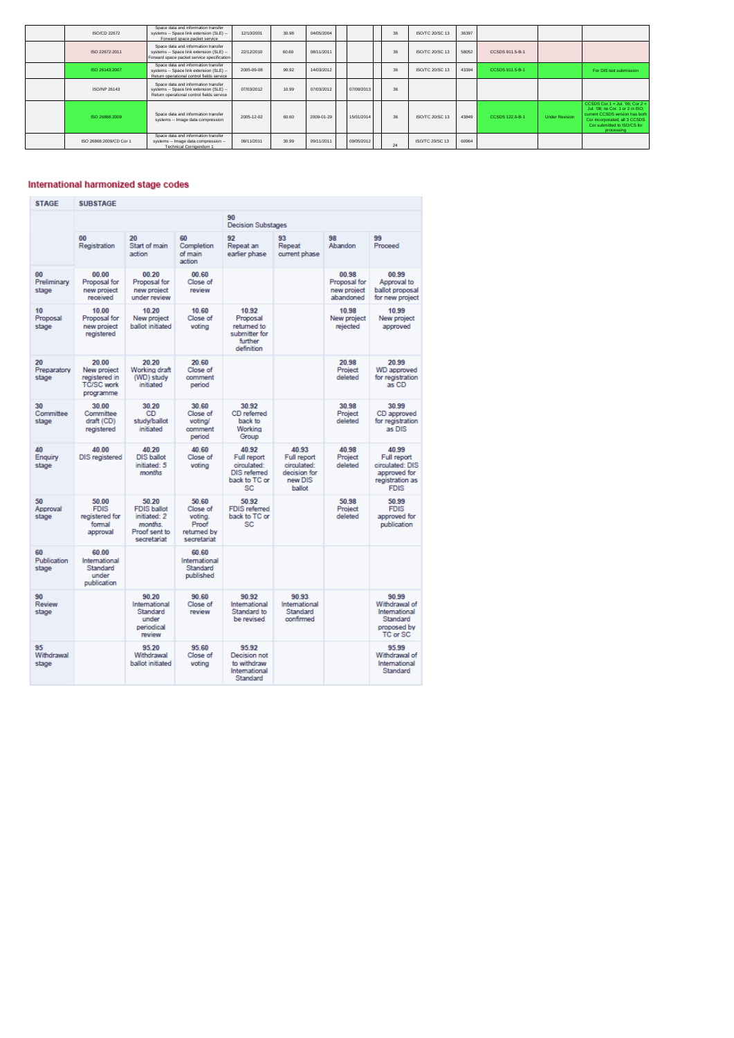| | | | | | | | | | | | | | | |
|---|---|---|---|---|---|---|---|---|---|---|---|---|---|---|
| | ISO/CD 22672 | Space data and information transfer systems -- Space link extension (SLE) -- Forward space packet service | 12/10/2001 | 30.98 | 04/05/2004 | | | | 36 | ISO/TC 20/SC 13 | 36397 | | | |
| | ISO 22672:2011 | Space data and information transfer systems -- Space link extension (SLE) -- Forward space packet service specification | 22/12/2010 | 60.60 | 08/11/2011 | | | | 36 | ISO/TC 20/SC 13 | 58052 | CCSDS 911.5-B-1 | | |
| | ISO 26143:2007 | Space data and information transfer systems -- Space link extension (SLE) -- Return operational control fields service | 2005-09-08 | 90.92 | 14/03/2012 | | | | 36 | ISO/TC 20/SC 13 | 43394 | CCSDS 911.5-B-1 | | For DIS text submission |
| | ISO/NP 26143 | Space data and information transfer systems -- Space link extension (SLE) -- Return operational control fields service | 07/03/2012 | 10.99 | 07/03/2012 | | 07/09/2013 | | 36 | | | | | |
| | ISO 26868:2009 | Space data and information transfer systems -- Image data compression | 2005-12-02 | 60.60 | 2009-01-29 | | 15/01/2014 | | 36 | ISO/TC 20/SC 13 | 43849 | CCSDS 122.0-B-1 | Under Revision | CCSDS Cor.1 = Jul. '06; Cor 2 = Jul. '08; no Cor. 1 or 2 in ISO; current CCSDS version has both Cor incorporated; all 3 CCSDS Cor submitted to ISO/CS for processing |
| | ISO 26868:2009/CD Cor 1 | Space data and information transfer systems -- Image data compression -- Technical Corrigendum 1 | 09/11/2011 | 30.99 | 09/11/2011 | | 09/05/2012 | | 24 | ISO/TC 20/SC 13 | 60964 | | | |

## International harmonized stage codes

| STAGE | SUBSTAGE | | | | | | |
|---|---|---|---|---|---|---|---|
| | | | | 90 Decision Substages | | | |
| | 00 Registration | 20 Start of main action | 60 Completion of main action | 92 Repeat an earlier phase | 93 Repeat current phase | 98 Abandon | 99 Proceed |
| 00 Preliminary stage | 00.00 Proposal for new project received | 00.20 Proposal for new project under review | 00.60 Close of review | | | 00.98 Proposal for new project abandoned | 00.99 Approval to ballot proposal for new project |
| 10 Proposal stage | 10.00 Proposal for new project registered | 10.20 New project ballot initiated | 10.60 Close of voting | 10.92 Proposal returned to submitter for further definition | | 10.98 New project rejected | 10.99 New project approved |
| 20 Preparatory stage | 20.00 New project registered in TC/SC work programme | 20.20 Working draft (WD) study initiated | 20.60 Close of comment period | | | 20.98 Project deleted | 20.99 WD approved for registration as CD |
| 30 Committee stage | 30.00 Committee draft (CD) registered | 30.20 CD study/ballot initiated | 30.60 Close of voting/ comment period | 30.92 CD referred back to Working Group | | 30.98 Project deleted | 30.99 CD approved for registration as DIS |
| 40 Enquiry stage | 40.00 DIS registered | 40.20 DIS ballot initiated: 5 *months* | 40.60 Close of voting | 40.92 Full report circulated: DIS referred back to TC or SC | 40.93 Full report circulated: decision for new DIS ballot | 40.98 Project deleted | 40.99 Full report circulated: DIS approved for registration as FDIS |
| 50 Approval stage | 50.00 FDIS registered for formal approval | 50.20 FDIS ballot initiated: 2 *months*. Proof sent to secretariat | 50.60 Close of voting. Proof returned by secretariat | 50.92 FDIS referred back to TC or SC | | 50.98 Project deleted | 50.99 FDIS approved for publication |
| 60 Publication stage | 60.00 International Standard under publication | | 60.60 International Standard published | | | | |
| 90 Review stage | | 90.20 International Standard under periodical review | 90.60 Close of review | 90.92 International Standard to be revised | 90.93 International Standard confirmed | | 90.99 Withdrawal of International Standard proposed by TC or SC |
| 95 Withdrawal stage | | 95.20 Withdrawal ballot initiated | 95.60 Close of voting | 95.92 Decision not to withdraw International Standard | | | 95.99 Withdrawal of International Standard |